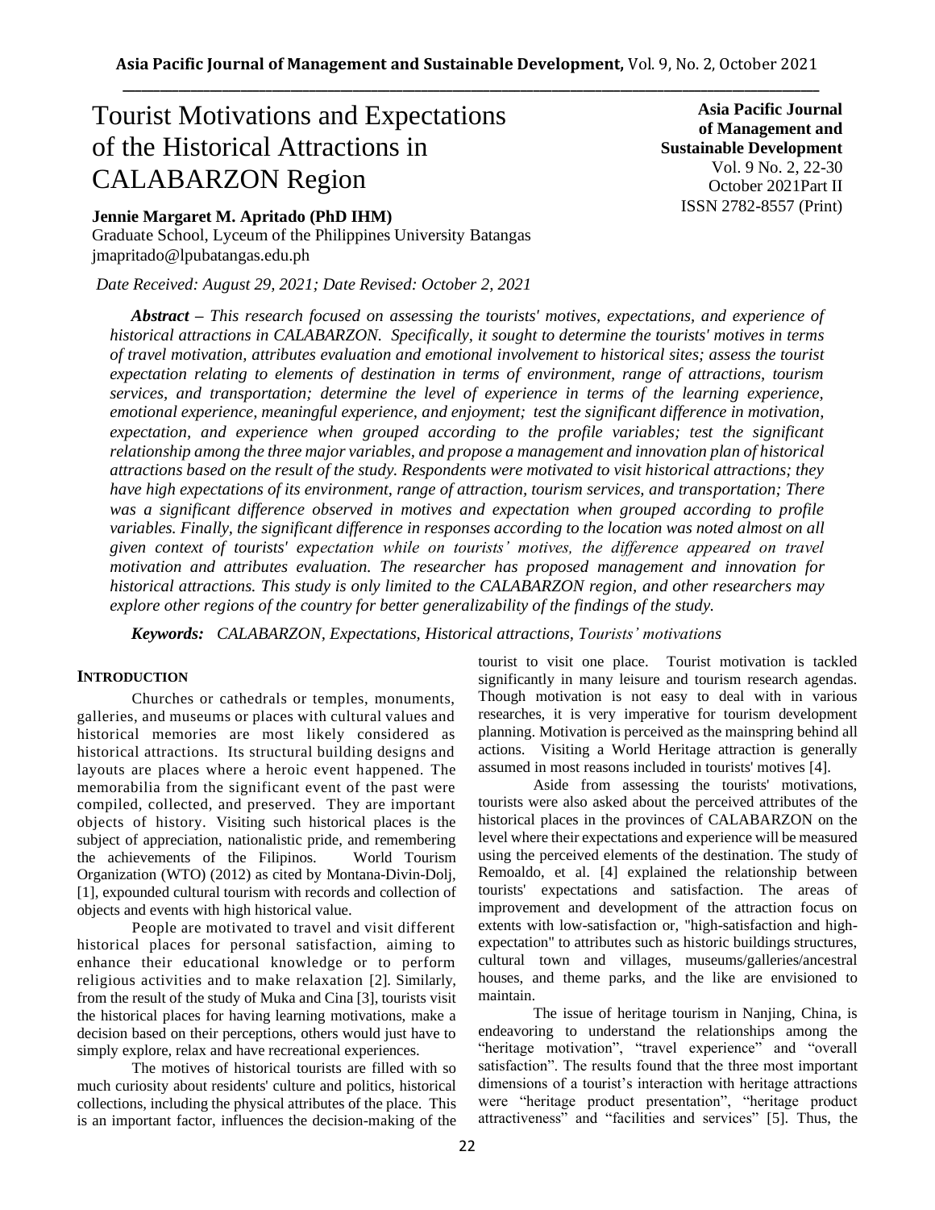# Tourist Motivations and Expectations of the Historical Attractions in CALABARZON Region

**Asia Pacific Journal of Management and Sustainable Development**
Vol. 9 No. 2, 22-30
October 2021Part II
ISSN 2782-8557 (Print)

**Jennie Margaret M. Apritado (PhD IHM)**
Graduate School, Lyceum of the Philippines University Batangas
jmapritado@lpubatangas.edu.ph

*Date Received: August 29, 2021; Date Revised: October 2, 2021*

***Abstract*** *– This research focused on assessing the tourists' motives, expectations, and experience of historical attractions in CALABARZON. Specifically, it sought to determine the tourists' motives in terms of travel motivation, attributes evaluation and emotional involvement to historical sites; assess the tourist expectation relating to elements of destination in terms of environment, range of attractions, tourism services, and transportation; determine the level of experience in terms of the learning experience, emotional experience, meaningful experience, and enjoyment; test the significant difference in motivation, expectation, and experience when grouped according to the profile variables; test the significant relationship among the three major variables, and propose a management and innovation plan of historical attractions based on the result of the study. Respondents were motivated to visit historical attractions; they have high expectations of its environment, range of attraction, tourism services, and transportation; There was a significant difference observed in motives and expectation when grouped according to profile variables. Finally, the significant difference in responses according to the location was noted almost on all given context of tourists' expectation while on tourists' motives, the difference appeared on travel motivation and attributes evaluation. The researcher has proposed management and innovation for historical attractions. This study is only limited to the CALABARZON region, and other researchers may explore other regions of the country for better generalizability of the findings of the study.*

***Keywords:*** *CALABARZON, Expectations, Historical attractions, Tourists' motivations*

## INTRODUCTION

Churches or cathedrals or temples, monuments, galleries, and museums or places with cultural values and historical memories are most likely considered as historical attractions. Its structural building designs and layouts are places where a heroic event happened. The memorabilia from the significant event of the past were compiled, collected, and preserved. They are important objects of history. Visiting such historical places is the subject of appreciation, nationalistic pride, and remembering the achievements of the Filipinos. World Tourism Organization (WTO) (2012) as cited by Montana-Divin-Dolj, [1], expounded cultural tourism with records and collection of objects and events with high historical value.

People are motivated to travel and visit different historical places for personal satisfaction, aiming to enhance their educational knowledge or to perform religious activities and to make relaxation [2]. Similarly, from the result of the study of Muka and Cina [3], tourists visit the historical places for having learning motivations, make a decision based on their perceptions, others would just have to simply explore, relax and have recreational experiences.

The motives of historical tourists are filled with so much curiosity about residents' culture and politics, historical collections, including the physical attributes of the place. This is an important factor, influences the decision-making of the tourist to visit one place. Tourist motivation is tackled significantly in many leisure and tourism research agendas. Though motivation is not easy to deal with in various researches, it is very imperative for tourism development planning. Motivation is perceived as the mainspring behind all actions. Visiting a World Heritage attraction is generally assumed in most reasons included in tourists' motives [4].

Aside from assessing the tourists' motivations, tourists were also asked about the perceived attributes of the historical places in the provinces of CALABARZON on the level where their expectations and experience will be measured using the perceived elements of the destination. The study of Remoaldo, et al. [4] explained the relationship between tourists' expectations and satisfaction. The areas of improvement and development of the attraction focus on extents with low-satisfaction or, "high-satisfaction and high-expectation" to attributes such as historic buildings structures, cultural town and villages, museums/galleries/ancestral houses, and theme parks, and the like are envisioned to maintain.

The issue of heritage tourism in Nanjing, China, is endeavoring to understand the relationships among the "heritage motivation", "travel experience" and "overall satisfaction". The results found that the three most important dimensions of a tourist's interaction with heritage attractions were "heritage product presentation", "heritage product attractiveness" and "facilities and services" [5]. Thus, the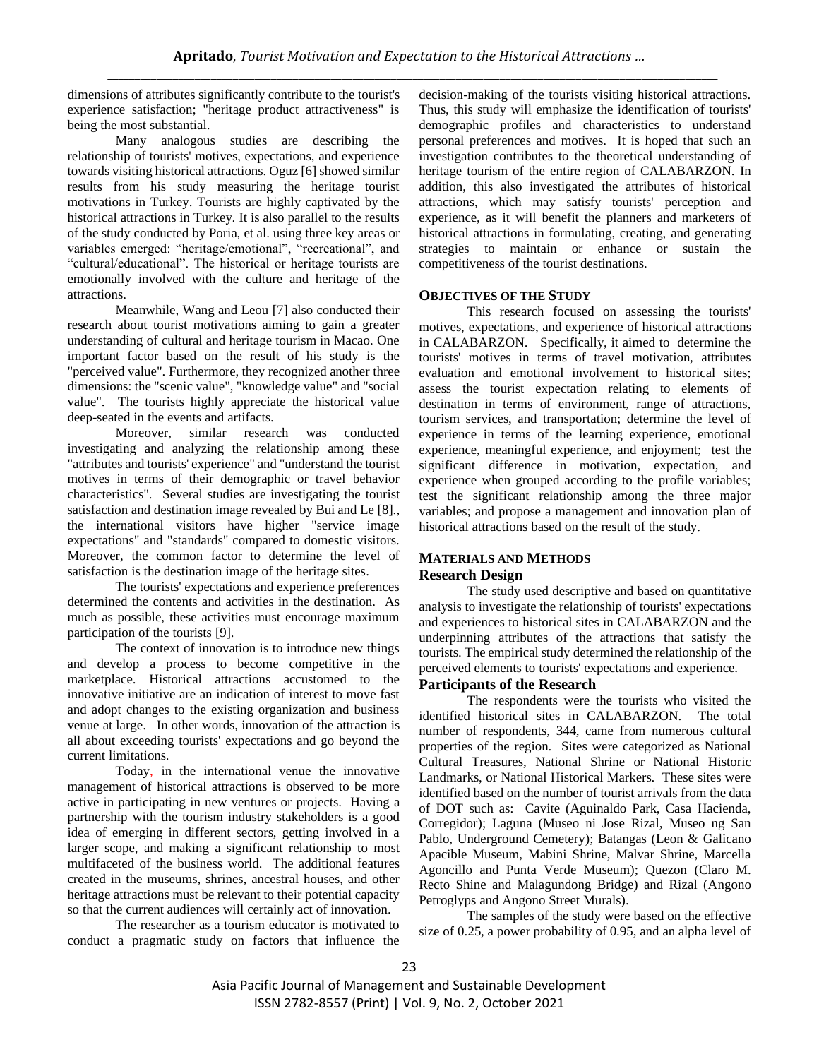dimensions of attributes significantly contribute to the tourist's experience satisfaction; "heritage product attractiveness" is being the most substantial.

Many analogous studies are describing the relationship of tourists' motives, expectations, and experience towards visiting historical attractions. Oguz [6] showed similar results from his study measuring the heritage tourist motivations in Turkey. Tourists are highly captivated by the historical attractions in Turkey. It is also parallel to the results of the study conducted by Poria, et al. using three key areas or variables emerged: "heritage/emotional", "recreational", and "cultural/educational". The historical or heritage tourists are emotionally involved with the culture and heritage of the attractions.

Meanwhile, Wang and Leou [7] also conducted their research about tourist motivations aiming to gain a greater understanding of cultural and heritage tourism in Macao. One important factor based on the result of his study is the "perceived value". Furthermore, they recognized another three dimensions: the "scenic value", "knowledge value" and "social value". The tourists highly appreciate the historical value deep-seated in the events and artifacts.

Moreover, similar research was conducted investigating and analyzing the relationship among these "attributes and tourists' experience" and "understand the tourist motives in terms of their demographic or travel behavior characteristics". Several studies are investigating the tourist satisfaction and destination image revealed by Bui and Le [8]., the international visitors have higher "service image expectations" and "standards" compared to domestic visitors. Moreover, the common factor to determine the level of satisfaction is the destination image of the heritage sites.

The tourists' expectations and experience preferences determined the contents and activities in the destination. As much as possible, these activities must encourage maximum participation of the tourists [9].

The context of innovation is to introduce new things and develop a process to become competitive in the marketplace. Historical attractions accustomed to the innovative initiative are an indication of interest to move fast and adopt changes to the existing organization and business venue at large. In other words, innovation of the attraction is all about exceeding tourists' expectations and go beyond the current limitations.

Today, in the international venue the innovative management of historical attractions is observed to be more active in participating in new ventures or projects. Having a partnership with the tourism industry stakeholders is a good idea of emerging in different sectors, getting involved in a larger scope, and making a significant relationship to most multifaceted of the business world. The additional features created in the museums, shrines, ancestral houses, and other heritage attractions must be relevant to their potential capacity so that the current audiences will certainly act of innovation.

The researcher as a tourism educator is motivated to conduct a pragmatic study on factors that influence the decision-making of the tourists visiting historical attractions. Thus, this study will emphasize the identification of tourists' demographic profiles and characteristics to understand personal preferences and motives. It is hoped that such an investigation contributes to the theoretical understanding of heritage tourism of the entire region of CALABARZON. In addition, this also investigated the attributes of historical attractions, which may satisfy tourists' perception and experience, as it will benefit the planners and marketers of historical attractions in formulating, creating, and generating strategies to maintain or enhance or sustain the competitiveness of the tourist destinations.

## OBJECTIVES OF THE STUDY

This research focused on assessing the tourists' motives, expectations, and experience of historical attractions in CALABARZON. Specifically, it aimed to determine the tourists' motives in terms of travel motivation, attributes evaluation and emotional involvement to historical sites; assess the tourist expectation relating to elements of destination in terms of environment, range of attractions, tourism services, and transportation; determine the level of experience in terms of the learning experience, emotional experience, meaningful experience, and enjoyment; test the significant difference in motivation, expectation, and experience when grouped according to the profile variables; test the significant relationship among the three major variables; and propose a management and innovation plan of historical attractions based on the result of the study.

## MATERIALS AND METHODS

### Research Design

The study used descriptive and based on quantitative analysis to investigate the relationship of tourists' expectations and experiences to historical sites in CALABARZON and the underpinning attributes of the attractions that satisfy the tourists. The empirical study determined the relationship of the perceived elements to tourists' expectations and experience.

### Participants of the Research

The respondents were the tourists who visited the identified historical sites in CALABARZON. The total number of respondents, 344, came from numerous cultural properties of the region. Sites were categorized as National Cultural Treasures, National Shrine or National Historic Landmarks, or National Historical Markers. These sites were identified based on the number of tourist arrivals from the data of DOT such as: Cavite (Aguinaldo Park, Casa Hacienda, Corregidor); Laguna (Museo ni Jose Rizal, Museo ng San Pablo, Underground Cemetery); Batangas (Leon & Galicano Apacible Museum, Mabini Shrine, Malvar Shrine, Marcella Agoncillo and Punta Verde Museum); Quezon (Claro M. Recto Shine and Malagundong Bridge) and Rizal (Angono Petroglyps and Angono Street Murals).

The samples of the study were based on the effective size of 0.25, a power probability of 0.95, and an alpha level of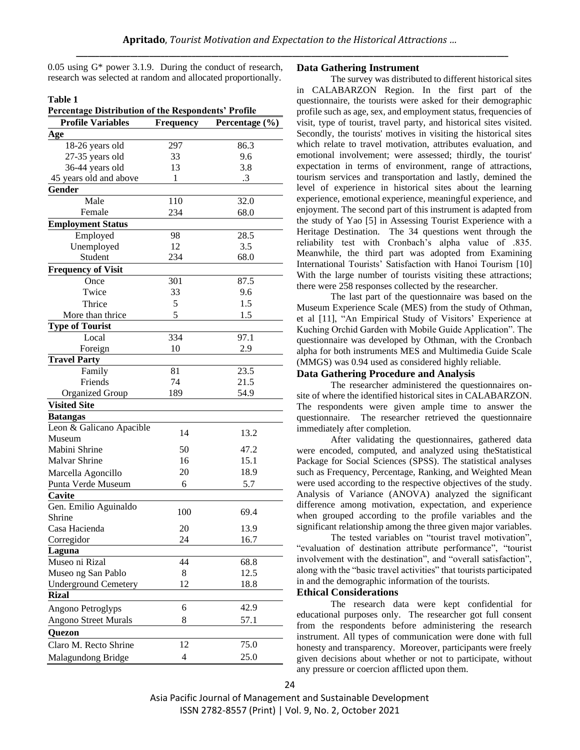0.05 using G* power 3.1.9. During the conduct of research, research was selected at random and allocated proportionally.

**Table 1**
**Percentage Distribution of the Respondents' Profile**

| Profile Variables | Frequency | Percentage (%) |
|---|---|---|
| **Age** | | |
| 18-26 years old | 297 | 86.3 |
| 27-35 years old | 33 | 9.6 |
| 36-44 years old | 13 | 3.8 |
| 45 years old and above | 1 | .3 |
| **Gender** | | |
| Male | 110 | 32.0 |
| Female | 234 | 68.0 |
| **Employment Status** | | |
| Employed | 98 | 28.5 |
| Unemployed | 12 | 3.5 |
| Student | 234 | 68.0 |
| **Frequency of Visit** | | |
| Once | 301 | 87.5 |
| Twice | 33 | 9.6 |
| Thrice | 5 | 1.5 |
| More than thrice | 5 | 1.5 |
| **Type of Tourist** | | |
| Local | 334 | 97.1 |
| Foreign | 10 | 2.9 |
| **Travel Party** | | |
| Family | 81 | 23.5 |
| Friends | 74 | 21.5 |
| Organized Group | 189 | 54.9 |
| **Visited Site** | | |
| **Batangas** | | |
| Leon & Galicano Apacible Museum | 14 | 13.2 |
| Mabini Shrine | 50 | 47.2 |
| Malvar Shrine | 16 | 15.1 |
| Marcella Agoncillo | 20 | 18.9 |
| Punta Verde Museum | 6 | 5.7 |
| **Cavite** | | |
| Gen. Emilio Aguinaldo Shrine | 100 | 69.4 |
| Casa Hacienda | 20 | 13.9 |
| Corregidor | 24 | 16.7 |
| **Laguna** | | |
| Museo ni Rizal | 44 | 68.8 |
| Museo ng San Pablo | 8 | 12.5 |
| Underground Cemetery | 12 | 18.8 |
| **Rizal** | | |
| Angono Petroglyps | 6 | 42.9 |
| Angono Street Murals | 8 | 57.1 |
| **Quezon** | | |
| Claro M. Recto Shrine | 12 | 75.0 |
| Malagundong Bridge | 4 | 25.0 |

### Data Gathering Instrument

The survey was distributed to different historical sites in CALABARZON Region. In the first part of the questionnaire, the tourists were asked for their demographic profile such as age, sex, and employment status, frequencies of visit, type of tourist, travel party, and historical sites visited. Secondly, the tourists' motives in visiting the historical sites which relate to travel motivation, attributes evaluation, and emotional involvement; were assessed; thirdly, the tourist' expectation in terms of environment, range of attractions, tourism services and transportation and lastly, demined the level of experience in historical sites about the learning experience, emotional experience, meaningful experience, and enjoyment. The second part of this instrument is adapted from the study of Yao [5] in Assessing Tourist Experience with a Heritage Destination. The 34 questions went through the reliability test with Cronbach's alpha value of .835. Meanwhile, the third part was adopted from Examining International Tourists' Satisfaction with Hanoi Tourism [10] With the large number of tourists visiting these attractions; there were 258 responses collected by the researcher.

The last part of the questionnaire was based on the Museum Experience Scale (MES) from the study of Othman, et al [11], "An Empirical Study of Visitors' Experience at Kuching Orchid Garden with Mobile Guide Application". The questionnaire was developed by Othman, with the Cronbach alpha for both instruments MES and Multimedia Guide Scale (MMGS) was 0.94 used as considered highly reliable.

### Data Gathering Procedure and Analysis

The researcher administered the questionnaires on-site of where the identified historical sites in CALABARZON. The respondents were given ample time to answer the questionnaire. The researcher retrieved the questionnaire immediately after completion.

After validating the questionnaires, gathered data were encoded, computed, and analyzed using theStatistical Package for Social Sciences (SPSS). The statistical analyses such as Frequency, Percentage, Ranking, and Weighted Mean were used according to the respective objectives of the study. Analysis of Variance (ANOVA) analyzed the significant difference among motivation, expectation, and experience when grouped according to the profile variables and the significant relationship among the three given major variables.

The tested variables on "tourist travel motivation", "evaluation of destination attribute performance", "tourist involvement with the destination", and "overall satisfaction", along with the "basic travel activities" that tourists participated in and the demographic information of the tourists.

### Ethical Considerations

The research data were kept confidential for educational purposes only. The researcher got full consent from the respondents before administering the research instrument. All types of communication were done with full honesty and transparency. Moreover, participants were freely given decisions about whether or not to participate, without any pressure or coercion afflicted upon them.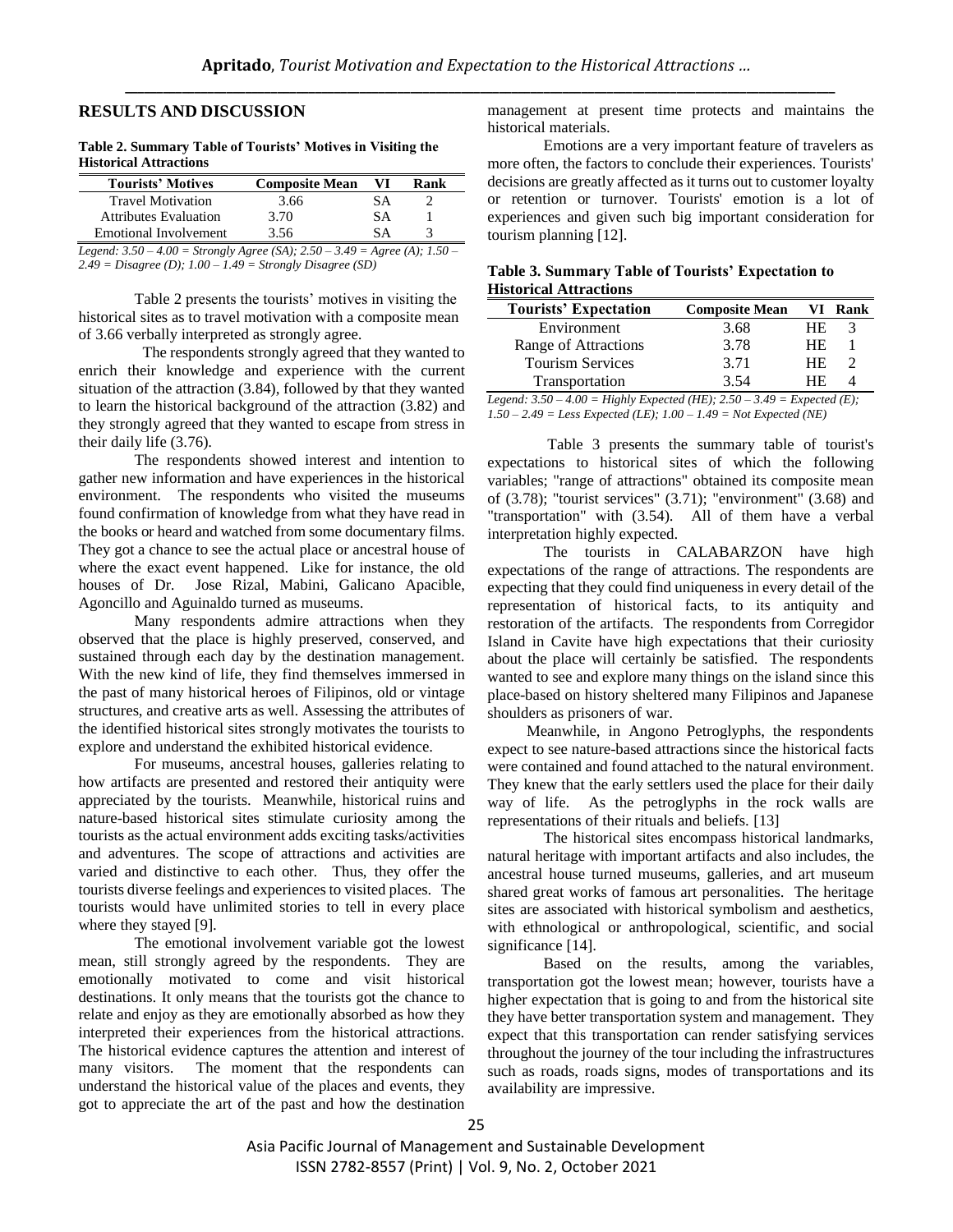## RESULTS AND DISCUSSION

**Table 2. Summary Table of Tourists' Motives in Visiting the Historical Attractions**

| Tourists' Motives | Composite Mean | VI | Rank |
|---|---|---|---|
| Travel Motivation | 3.66 | SA | 2 |
| Attributes Evaluation | 3.70 | SA | 1 |
| Emotional Involvement | 3.56 | SA | 3 |

*Legend: 3.50 – 4.00 = Strongly Agree (SA); 2.50 – 3.49 = Agree (A); 1.50 – 2.49 = Disagree (D); 1.00 – 1.49 = Strongly Disagree (SD)*

Table 2 presents the tourists' motives in visiting the historical sites as to travel motivation with a composite mean of 3.66 verbally interpreted as strongly agree.

The respondents strongly agreed that they wanted to enrich their knowledge and experience with the current situation of the attraction (3.84), followed by that they wanted to learn the historical background of the attraction (3.82) and they strongly agreed that they wanted to escape from stress in their daily life (3.76).

The respondents showed interest and intention to gather new information and have experiences in the historical environment. The respondents who visited the museums found confirmation of knowledge from what they have read in the books or heard and watched from some documentary films. They got a chance to see the actual place or ancestral house of where the exact event happened. Like for instance, the old houses of Dr. Jose Rizal, Mabini, Galicano Apacible, Agoncillo and Aguinaldo turned as museums.

Many respondents admire attractions when they observed that the place is highly preserved, conserved, and sustained through each day by the destination management. With the new kind of life, they find themselves immersed in the past of many historical heroes of Filipinos, old or vintage structures, and creative arts as well. Assessing the attributes of the identified historical sites strongly motivates the tourists to explore and understand the exhibited historical evidence.

For museums, ancestral houses, galleries relating to how artifacts are presented and restored their antiquity were appreciated by the tourists. Meanwhile, historical ruins and nature-based historical sites stimulate curiosity among the tourists as the actual environment adds exciting tasks/activities and adventures. The scope of attractions and activities are varied and distinctive to each other. Thus, they offer the tourists diverse feelings and experiences to visited places. The tourists would have unlimited stories to tell in every place where they stayed [9].

The emotional involvement variable got the lowest mean, still strongly agreed by the respondents. They are emotionally motivated to come and visit historical destinations. It only means that the tourists got the chance to relate and enjoy as they are emotionally absorbed as how they interpreted their experiences from the historical attractions. The historical evidence captures the attention and interest of many visitors. The moment that the respondents can understand the historical value of the places and events, they got to appreciate the art of the past and how the destination management at present time protects and maintains the historical materials.

Emotions are a very important feature of travelers as more often, the factors to conclude their experiences. Tourists' decisions are greatly affected as it turns out to customer loyalty or retention or turnover. Tourists' emotion is a lot of experiences and given such big important consideration for tourism planning [12].

**Table 3. Summary Table of Tourists' Expectation to Historical Attractions**

| Tourists' Expectation | Composite Mean | VI | Rank |
|---|---|---|---|
| Environment | 3.68 | HE | 3 |
| Range of Attractions | 3.78 | HE | 1 |
| Tourism Services | 3.71 | HE | 2 |
| Transportation | 3.54 | HE | 4 |

*Legend: 3.50 – 4.00 = Highly Expected (HE); 2.50 – 3.49 = Expected (E); 1.50 – 2.49 = Less Expected (LE); 1.00 – 1.49 = Not Expected (NE)*

Table 3 presents the summary table of tourist's expectations to historical sites of which the following variables; "range of attractions" obtained its composite mean of (3.78); "tourist services" (3.71); "environment" (3.68) and "transportation" with (3.54). All of them have a verbal interpretation highly expected.

The tourists in CALABARZON have high expectations of the range of attractions. The respondents are expecting that they could find uniqueness in every detail of the representation of historical facts, to its antiquity and restoration of the artifacts. The respondents from Corregidor Island in Cavite have high expectations that their curiosity about the place will certainly be satisfied. The respondents wanted to see and explore many things on the island since this place-based on history sheltered many Filipinos and Japanese shoulders as prisoners of war.

Meanwhile, in Angono Petroglyphs, the respondents expect to see nature-based attractions since the historical facts were contained and found attached to the natural environment. They knew that the early settlers used the place for their daily way of life. As the petroglyphs in the rock walls are representations of their rituals and beliefs. [13]

The historical sites encompass historical landmarks, natural heritage with important artifacts and also includes, the ancestral house turned museums, galleries, and art museum shared great works of famous art personalities. The heritage sites are associated with historical symbolism and aesthetics, with ethnological or anthropological, scientific, and social significance [14].

Based on the results, among the variables, transportation got the lowest mean; however, tourists have a higher expectation that is going to and from the historical site they have better transportation system and management. They expect that this transportation can render satisfying services throughout the journey of the tour including the infrastructures such as roads, roads signs, modes of transportations and its availability are impressive.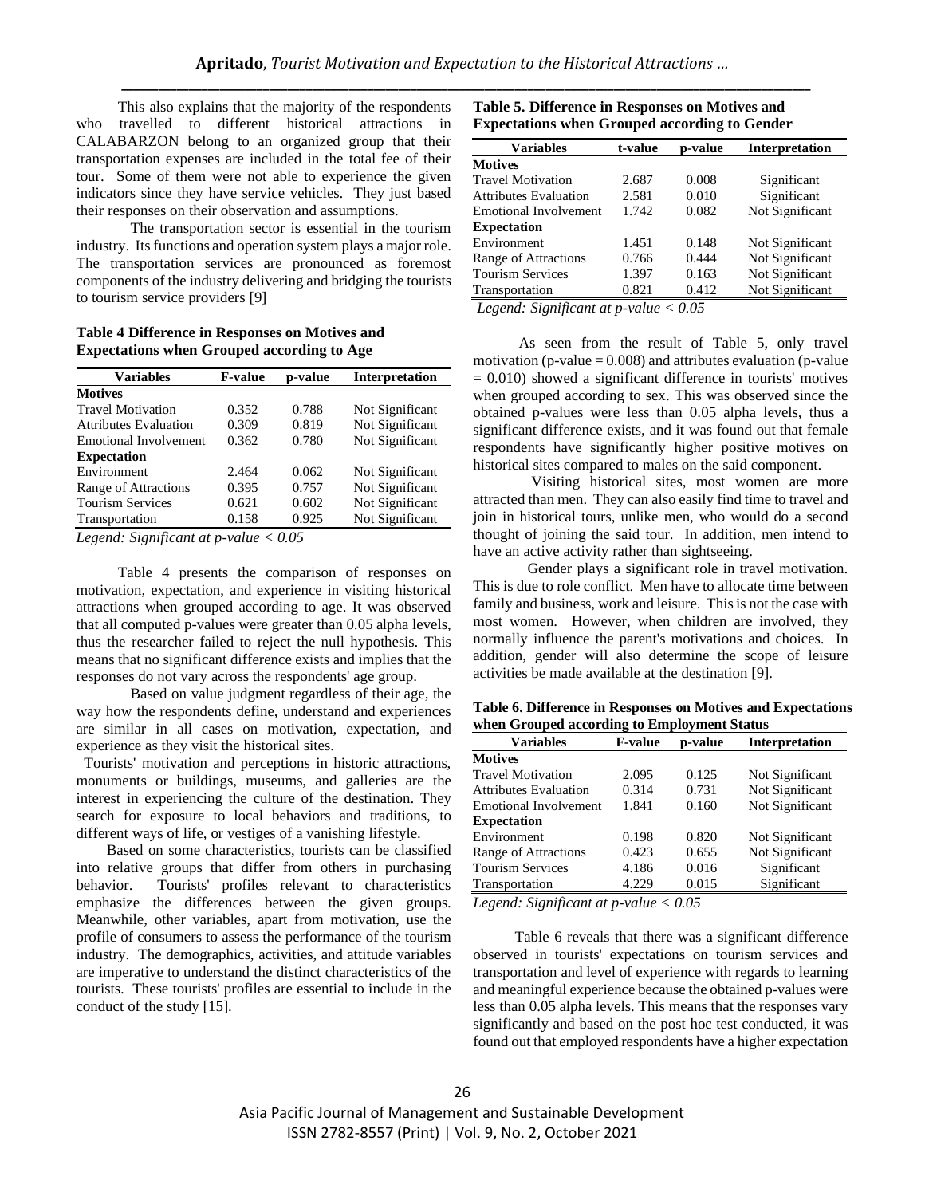This also explains that the majority of the respondents who travelled to different historical attractions in CALABARZON belong to an organized group that their transportation expenses are included in the total fee of their tour. Some of them were not able to experience the given indicators since they have service vehicles. They just based their responses on their observation and assumptions.

The transportation sector is essential in the tourism industry. Its functions and operation system plays a major role. The transportation services are pronounced as foremost components of the industry delivering and bridging the tourists to tourism service providers [9]

**Table 4 Difference in Responses on Motives and Expectations when Grouped according to Age**

| Variables | F-value | p-value | Interpretation |
|---|---|---|---|
| **Motives** | | | |
| Travel Motivation | 0.352 | 0.788 | Not Significant |
| Attributes Evaluation | 0.309 | 0.819 | Not Significant |
| Emotional Involvement | 0.362 | 0.780 | Not Significant |
| **Expectation** | | | |
| Environment | 2.464 | 0.062 | Not Significant |
| Range of Attractions | 0.395 | 0.757 | Not Significant |
| Tourism Services | 0.621 | 0.602 | Not Significant |
| Transportation | 0.158 | 0.925 | Not Significant |

*Legend: Significant at p-value < 0.05*

Table 4 presents the comparison of responses on motivation, expectation, and experience in visiting historical attractions when grouped according to age. It was observed that all computed p-values were greater than 0.05 alpha levels, thus the researcher failed to reject the null hypothesis. This means that no significant difference exists and implies that the responses do not vary across the respondents' age group.

Based on value judgment regardless of their age, the way how the respondents define, understand and experiences are similar in all cases on motivation, expectation, and experience as they visit the historical sites.

Tourists' motivation and perceptions in historic attractions, monuments or buildings, museums, and galleries are the interest in experiencing the culture of the destination. They search for exposure to local behaviors and traditions, to different ways of life, or vestiges of a vanishing lifestyle.

Based on some characteristics, tourists can be classified into relative groups that differ from others in purchasing behavior. Tourists' profiles relevant to characteristics emphasize the differences between the given groups. Meanwhile, other variables, apart from motivation, use the profile of consumers to assess the performance of the tourism industry. The demographics, activities, and attitude variables are imperative to understand the distinct characteristics of the tourists. These tourists' profiles are essential to include in the conduct of the study [15].

**Table 5. Difference in Responses on Motives and Expectations when Grouped according to Gender**

| Variables | t-value | p-value | Interpretation |
|---|---|---|---|
| **Motives** | | | |
| Travel Motivation | 2.687 | 0.008 | Significant |
| Attributes Evaluation | 2.581 | 0.010 | Significant |
| Emotional Involvement | 1.742 | 0.082 | Not Significant |
| **Expectation** | | | |
| Environment | 1.451 | 0.148 | Not Significant |
| Range of Attractions | 0.766 | 0.444 | Not Significant |
| Tourism Services | 1.397 | 0.163 | Not Significant |
| Transportation | 0.821 | 0.412 | Not Significant |

*Legend: Significant at p-value < 0.05*

As seen from the result of Table 5, only travel motivation (p-value = 0.008) and attributes evaluation (p-value = 0.010) showed a significant difference in tourists' motives when grouped according to sex. This was observed since the obtained p-values were less than 0.05 alpha levels, thus a significant difference exists, and it was found out that female respondents have significantly higher positive motives on historical sites compared to males on the said component.

Visiting historical sites, most women are more attracted than men. They can also easily find time to travel and join in historical tours, unlike men, who would do a second thought of joining the said tour. In addition, men intend to have an active activity rather than sightseeing.

Gender plays a significant role in travel motivation. This is due to role conflict. Men have to allocate time between family and business, work and leisure. This is not the case with most women. However, when children are involved, they normally influence the parent's motivations and choices. In addition, gender will also determine the scope of leisure activities be made available at the destination [9].

**Table 6. Difference in Responses on Motives and Expectations when Grouped according to Employment Status**

| Variables | F-value | p-value | Interpretation |
|---|---|---|---|
| **Motives** | | | |
| Travel Motivation | 2.095 | 0.125 | Not Significant |
| Attributes Evaluation | 0.314 | 0.731 | Not Significant |
| Emotional Involvement | 1.841 | 0.160 | Not Significant |
| **Expectation** | | | |
| Environment | 0.198 | 0.820 | Not Significant |
| Range of Attractions | 0.423 | 0.655 | Not Significant |
| Tourism Services | 4.186 | 0.016 | Significant |
| Transportation | 4.229 | 0.015 | Significant |

*Legend: Significant at p-value < 0.05*

Table 6 reveals that there was a significant difference observed in tourists' expectations on tourism services and transportation and level of experience with regards to learning and meaningful experience because the obtained p-values were less than 0.05 alpha levels. This means that the responses vary significantly and based on the post hoc test conducted, it was found out that employed respondents have a higher expectation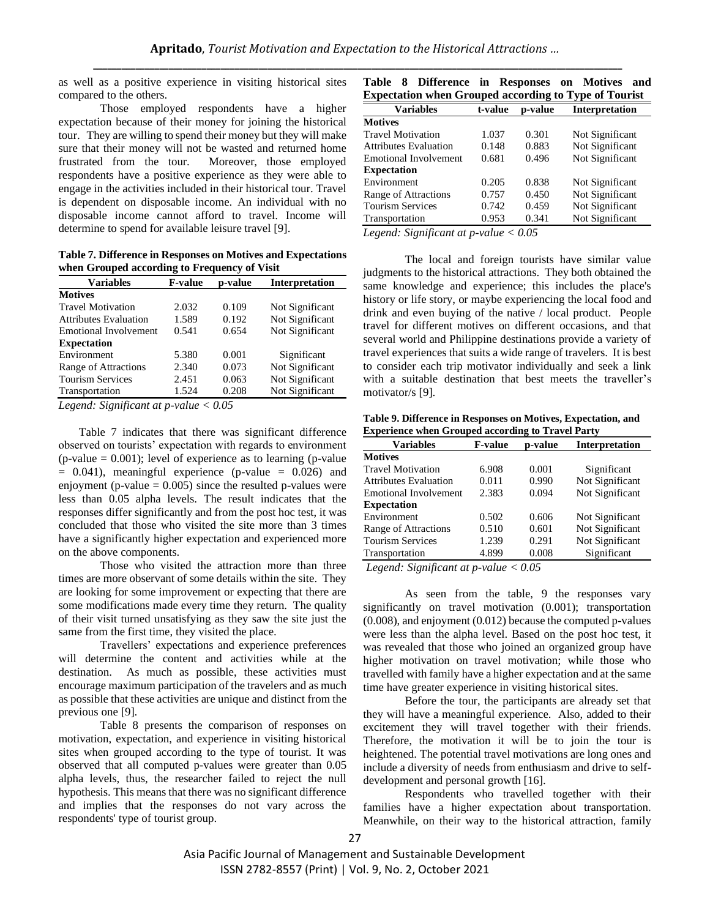as well as a positive experience in visiting historical sites compared to the others.

Those employed respondents have a higher expectation because of their money for joining the historical tour. They are willing to spend their money but they will make sure that their money will not be wasted and returned home frustrated from the tour. Moreover, those employed respondents have a positive experience as they were able to engage in the activities included in their historical tour. Travel is dependent on disposable income. An individual with no disposable income cannot afford to travel. Income will determine to spend for available leisure travel [9].

**Table 7. Difference in Responses on Motives and Expectations when Grouped according to Frequency of Visit**

| Variables | F-value | p-value | Interpretation |
|---|---|---|---|
| **Motives** | | | |
| Travel Motivation | 2.032 | 0.109 | Not Significant |
| Attributes Evaluation | 1.589 | 0.192 | Not Significant |
| Emotional Involvement | 0.541 | 0.654 | Not Significant |
| **Expectation** | | | |
| Environment | 5.380 | 0.001 | Significant |
| Range of Attractions | 2.340 | 0.073 | Not Significant |
| Tourism Services | 2.451 | 0.063 | Not Significant |
| Transportation | 1.524 | 0.208 | Not Significant |

*Legend: Significant at p-value < 0.05*

Table 7 indicates that there was significant difference observed on tourists' expectation with regards to environment (p-value = 0.001); level of experience as to learning (p-value = 0.041), meaningful experience (p-value = 0.026) and enjoyment (p-value = 0.005) since the resulted p-values were less than 0.05 alpha levels. The result indicates that the responses differ significantly and from the post hoc test, it was concluded that those who visited the site more than 3 times have a significantly higher expectation and experienced more on the above components.

Those who visited the attraction more than three times are more observant of some details within the site. They are looking for some improvement or expecting that there are some modifications made every time they return. The quality of their visit turned unsatisfying as they saw the site just the same from the first time, they visited the place.

Travellers' expectations and experience preferences will determine the content and activities while at the destination. As much as possible, these activities must encourage maximum participation of the travelers and as much as possible that these activities are unique and distinct from the previous one [9].

Table 8 presents the comparison of responses on motivation, expectation, and experience in visiting historical sites when grouped according to the type of tourist. It was observed that all computed p-values were greater than 0.05 alpha levels, thus, the researcher failed to reject the null hypothesis. This means that there was no significant difference and implies that the responses do not vary across the respondents' type of tourist group.

**Table 8 Difference in Responses on Motives and Expectation when Grouped according to Type of Tourist**

| Variables | t-value | p-value | Interpretation |
|---|---|---|---|
| **Motives** | | | |
| Travel Motivation | 1.037 | 0.301 | Not Significant |
| Attributes Evaluation | 0.148 | 0.883 | Not Significant |
| Emotional Involvement | 0.681 | 0.496 | Not Significant |
| **Expectation** | | | |
| Environment | 0.205 | 0.838 | Not Significant |
| Range of Attractions | 0.757 | 0.450 | Not Significant |
| Tourism Services | 0.742 | 0.459 | Not Significant |
| Transportation | 0.953 | 0.341 | Not Significant |

*Legend: Significant at p-value < 0.05*

The local and foreign tourists have similar value judgments to the historical attractions. They both obtained the same knowledge and experience; this includes the place's history or life story, or maybe experiencing the local food and drink and even buying of the native / local product. People travel for different motives on different occasions, and that several world and Philippine destinations provide a variety of travel experiences that suits a wide range of travelers. It is best to consider each trip motivator individually and seek a link with a suitable destination that best meets the traveller's motivator/s [9].

**Table 9. Difference in Responses on Motives, Expectation, and Experience when Grouped according to Travel Party**

| Variables | F-value | p-value | Interpretation |
|---|---|---|---|
| **Motives** | | | |
| Travel Motivation | 6.908 | 0.001 | Significant |
| Attributes Evaluation | 0.011 | 0.990 | Not Significant |
| Emotional Involvement | 2.383 | 0.094 | Not Significant |
| **Expectation** | | | |
| Environment | 0.502 | 0.606 | Not Significant |
| Range of Attractions | 0.510 | 0.601 | Not Significant |
| Tourism Services | 1.239 | 0.291 | Not Significant |
| Transportation | 4.899 | 0.008 | Significant |

*Legend: Significant at p-value < 0.05*

As seen from the table, 9 the responses vary significantly on travel motivation (0.001); transportation (0.008), and enjoyment (0.012) because the computed p-values were less than the alpha level. Based on the post hoc test, it was revealed that those who joined an organized group have higher motivation on travel motivation; while those who travelled with family have a higher expectation and at the same time have greater experience in visiting historical sites.

Before the tour, the participants are already set that they will have a meaningful experience. Also, added to their excitement they will travel together with their friends. Therefore, the motivation it will be to join the tour is heightened. The potential travel motivations are long ones and include a diversity of needs from enthusiasm and drive to self-development and personal growth [16].

Respondents who travelled together with their families have a higher expectation about transportation. Meanwhile, on their way to the historical attraction, family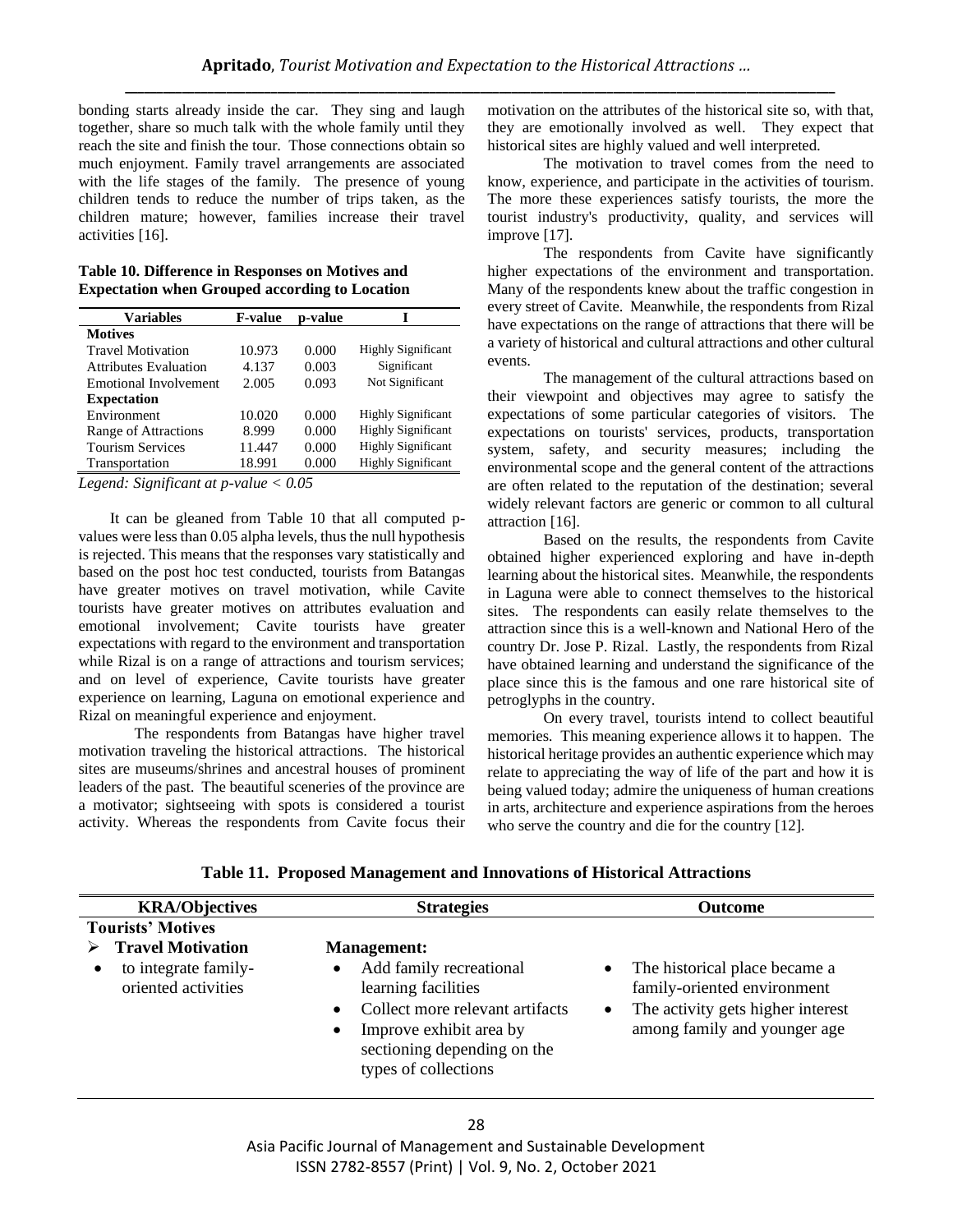bonding starts already inside the car. They sing and laugh together, share so much talk with the whole family until they reach the site and finish the tour. Those connections obtain so much enjoyment. Family travel arrangements are associated with the life stages of the family. The presence of young children tends to reduce the number of trips taken, as the children mature; however, families increase their travel activities [16].

**Table 10. Difference in Responses on Motives and Expectation when Grouped according to Location**

| Variables | F-value | p-value | I |
|---|---|---|---|
| **Motives** | | | |
| Travel Motivation | 10.973 | 0.000 | Highly Significant |
| Attributes Evaluation | 4.137 | 0.003 | Significant |
| Emotional Involvement | 2.005 | 0.093 | Not Significant |
| **Expectation** | | | |
| Environment | 10.020 | 0.000 | Highly Significant |
| Range of Attractions | 8.999 | 0.000 | Highly Significant |
| Tourism Services | 11.447 | 0.000 | Highly Significant |
| Transportation | 18.991 | 0.000 | Highly Significant |

*Legend: Significant at p-value < 0.05*

It can be gleaned from Table 10 that all computed p-values were less than 0.05 alpha levels, thus the null hypothesis is rejected. This means that the responses vary statistically and based on the post hoc test conducted, tourists from Batangas have greater motives on travel motivation, while Cavite tourists have greater motives on attributes evaluation and emotional involvement; Cavite tourists have greater expectations with regard to the environment and transportation while Rizal is on a range of attractions and tourism services; and on level of experience, Cavite tourists have greater experience on learning, Laguna on emotional experience and Rizal on meaningful experience and enjoyment.

The respondents from Batangas have higher travel motivation traveling the historical attractions. The historical sites are museums/shrines and ancestral houses of prominent leaders of the past. The beautiful sceneries of the province are a motivator; sightseeing with spots is considered a tourist activity. Whereas the respondents from Cavite focus their motivation on the attributes of the historical site so, with that, they are emotionally involved as well. They expect that historical sites are highly valued and well interpreted.

The motivation to travel comes from the need to know, experience, and participate in the activities of tourism. The more these experiences satisfy tourists, the more the tourist industry's productivity, quality, and services will improve [17].

The respondents from Cavite have significantly higher expectations of the environment and transportation. Many of the respondents knew about the traffic congestion in every street of Cavite. Meanwhile, the respondents from Rizal have expectations on the range of attractions that there will be a variety of historical and cultural attractions and other cultural events.

The management of the cultural attractions based on their viewpoint and objectives may agree to satisfy the expectations of some particular categories of visitors. The expectations on tourists' services, products, transportation system, safety, and security measures; including the environmental scope and the general content of the attractions are often related to the reputation of the destination; several widely relevant factors are generic or common to all cultural attraction [16].

Based on the results, the respondents from Cavite obtained higher experienced exploring and have in-depth learning about the historical sites. Meanwhile, the respondents in Laguna were able to connect themselves to the historical sites. The respondents can easily relate themselves to the attraction since this is a well-known and National Hero of the country Dr. Jose P. Rizal. Lastly, the respondents from Rizal have obtained learning and understand the significance of the place since this is the famous and one rare historical site of petroglyphs in the country.

On every travel, tourists intend to collect beautiful memories. This meaning experience allows it to happen. The historical heritage provides an authentic experience which may relate to appreciating the way of life of the part and how it is being valued today; admire the uniqueness of human creations in arts, architecture and experience aspirations from the heroes who serve the country and die for the country [12].

**Table 11. Proposed Management and Innovations of Historical Attractions**

| KRA/Objectives | Strategies | Outcome |
|---|---|---|
| **Tourists' Motives** | | |
| ➢ **Travel Motivation** | **Management:** | |
| • to integrate family-oriented activities | • Add family recreational learning facilities<br>• Collect more relevant artifacts<br>• Improve exhibit area by sectioning depending on the types of collections | • The historical place became a family-oriented environment<br>• The activity gets higher interest among family and younger age |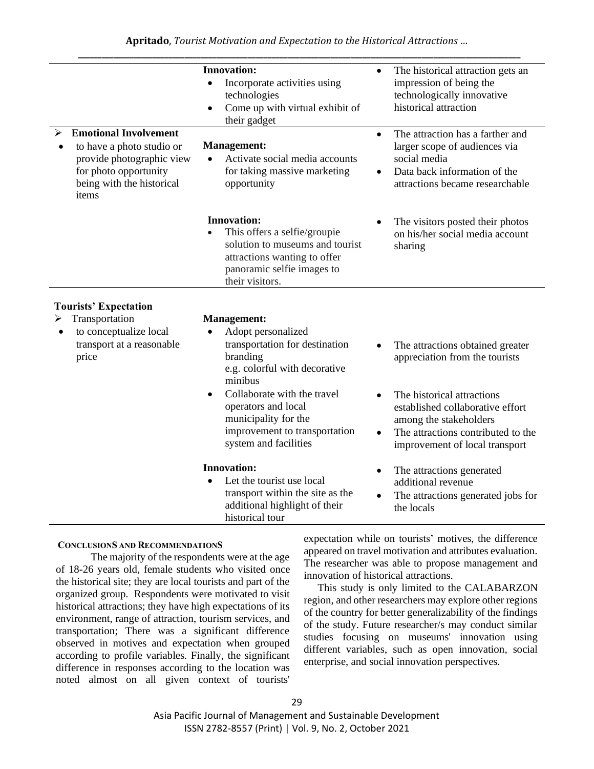| | | |
|---|---|---|
| | **Innovation:**<br>• Incorporate activities using technologies<br>• Come up with virtual exhibit of their gadget | • The historical attraction gets an impression of being the technologically innovative historical attraction |
| ➢ **Emotional Involvement**<br>• to have a photo studio or provide photographic view for photo opportunity being with the historical items | **Management:**<br>• Activate social media accounts for taking massive marketing opportunity | • The attraction has a farther and larger scope of audiences via social media<br>• Data back information of the attractions became researchable |
| | **Innovation:**<br>• This offers a selfie/groupie solution to museums and tourist attractions wanting to offer panoramic selfie images to their visitors. | • The visitors posted their photos on his/her social media account sharing |
| **Tourists' Expectation**<br>➢ Transportation<br>• to conceptualize local transport at a reasonable price | **Management:**<br>• Adopt personalized transportation for destination branding e.g. colorful with decorative minibus<br>• Collaborate with the travel operators and local municipality for the improvement to transportation system and facilities | • The attractions obtained greater appreciation from the tourists<br>• The historical attractions established collaborative effort among the stakeholders<br>• The attractions contributed to the improvement of local transport |
| | **Innovation:**<br>• Let the tourist use local transport within the site as the additional highlight of their historical tour | • The attractions generated additional revenue<br>• The attractions generated jobs for the locals |

## CONCLUSIONS AND RECOMMENDATIONS

The majority of the respondents were at the age of 18-26 years old, female students who visited once the historical site; they are local tourists and part of the organized group. Respondents were motivated to visit historical attractions; they have high expectations of its environment, range of attraction, tourism services, and transportation; There was a significant difference observed in motives and expectation when grouped according to profile variables. Finally, the significant difference in responses according to the location was noted almost on all given context of tourists' expectation while on tourists' motives, the difference appeared on travel motivation and attributes evaluation. The researcher was able to propose management and innovation of historical attractions.

This study is only limited to the CALABARZON region, and other researchers may explore other regions of the country for better generalizability of the findings of the study. Future researcher/s may conduct similar studies focusing on museums' innovation using different variables, such as open innovation, social enterprise, and social innovation perspectives.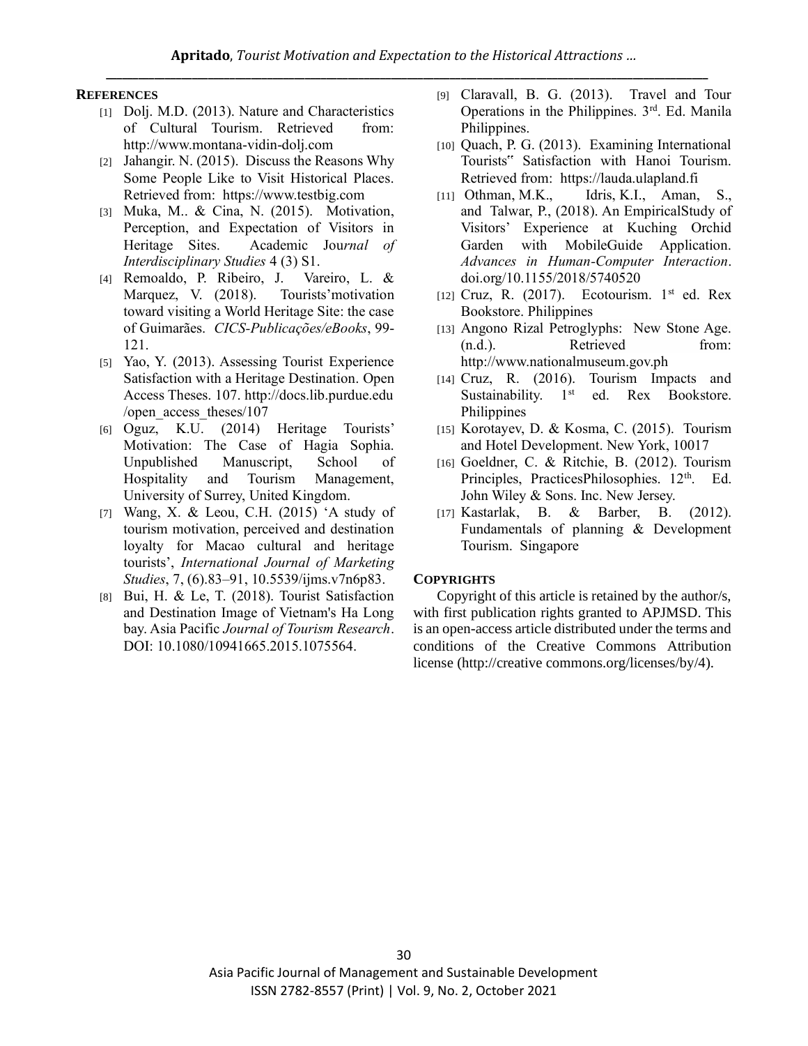## REFERENCES

[1] Dolj. M.D. (2013). Nature and Characteristics of Cultural Tourism. Retrieved from: http://www.montana-vidin-dolj.com

[2] Jahangir. N. (2015). Discuss the Reasons Why Some People Like to Visit Historical Places. Retrieved from: https://www.testbig.com

[3] Muka, M.. & Cina, N. (2015). Motivation, Perception, and Expectation of Visitors in Heritage Sites. Academic Jou*rnal of Interdisciplinary Studies* 4 (3) S1.

[4] Remoaldo, P. Ribeiro, J. Vareiro, L. & Marquez, V. (2018). Tourists'motivation toward visiting a World Heritage Site: the case of Guimarães. *CICS-Publicações/eBooks*, 99-121.

[5] Yao, Y. (2013). Assessing Tourist Experience Satisfaction with a Heritage Destination. Open Access Theses. 107. http://docs.lib.purdue.edu /open_access_theses/107

[6] Oguz, K.U. (2014) Heritage Tourists' Motivation: The Case of Hagia Sophia. Unpublished Manuscript, School of Hospitality and Tourism Management, University of Surrey, United Kingdom.

[7] Wang, X. & Leou, C.H. (2015) 'A study of tourism motivation, perceived and destination loyalty for Macao cultural and heritage tourists', *International Journal of Marketing Studies*, 7, (6).83–91, 10.5539/ijms.v7n6p83.

[8] Bui, H. & Le, T. (2018). Tourist Satisfaction and Destination Image of Vietnam's Ha Long bay. Asia Pacific *Journal of Tourism Research*. DOI: 10.1080/10941665.2015.1075564.

[9] Claravall, B. G. (2013). Travel and Tour Operations in the Philippines. 3rd. Ed. Manila Philippines.

[10] Quach, P. G. (2013). Examining International Tourists‟ Satisfaction with Hanoi Tourism. Retrieved from: https://lauda.ulapland.fi

[11] Othman, M.K., Idris, K.I., Aman, S., and Talwar, P., (2018). An EmpiricalStudy of Visitors' Experience at Kuching Orchid Garden with MobileGuide Application. *Advances in Human-Computer Interaction*. doi.org/10.1155/2018/5740520

[12] Cruz, R. (2017). Ecotourism. 1st ed. Rex Bookstore. Philippines

[13] Angono Rizal Petroglyphs: New Stone Age. (n.d.). Retrieved from: http://www.nationalmuseum.gov.ph

[14] Cruz, R. (2016). Tourism Impacts and Sustainability. 1st ed. Rex Bookstore. Philippines

[15] Korotayev, D. & Kosma, C. (2015). Tourism and Hotel Development. New York, 10017

[16] Goeldner, C. & Ritchie, B. (2012). Tourism Principles, PracticesPhilosophies. 12th. Ed. John Wiley & Sons. Inc. New Jersey.

[17] Kastarlak, B. & Barber, B. (2012). Fundamentals of planning & Development Tourism. Singapore

## COPYRIGHTS

Copyright of this article is retained by the author/s, with first publication rights granted to APJMSD. This is an open-access article distributed under the terms and conditions of the Creative Commons Attribution license (http://creative commons.org/licenses/by/4).